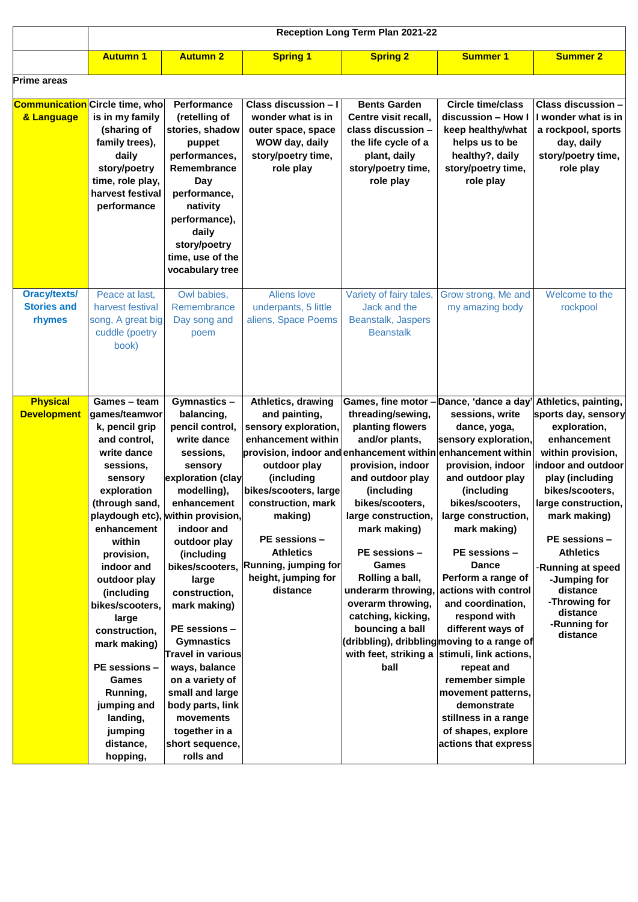| | Reception Long Term Plan 2021-22 | | | | | |
|---|---|---|---|---|---|---|
| | **Autumn 1** | **Autumn 2** | **Spring 1** | **Spring 2** | **Summer 1** | **Summer 2** |
| **Prime areas** | | | | | | |
| **Communication & Language** | **Circle time, who is in my family (sharing of family trees), daily story/poetry time, role play, harvest festival performance** | **Performance (retelling of stories, shadow puppet performances, Remembrance Day performance, nativity performance), daily story/poetry time, use of the vocabulary tree** | **Class discussion – I wonder what is in outer space, space WOW day, daily story/poetry time, role play** | **Bents Garden Centre visit recall, class discussion – the life cycle of a plant, daily story/poetry time, role play** | **Circle time/class discussion – How I keep healthy/what helps us to be healthy?, daily story/poetry time, role play** | **Class discussion – I wonder what is in a rockpool, sports day, daily story/poetry time, role play** |
| **Oracy/texts/ Stories and rhymes** | Peace at last, harvest festival song, A great big cuddle (poetry book) | Owl babies, Remembrance Day song and poem | Aliens love underpants, 5 little aliens, Space Poems | Variety of fairy tales, Jack and the Beanstalk, Jaspers Beanstalk | Grow strong, Me and my amazing body | Welcome to the rockpool |
| **Physical Development** | **Games – team games/teamwork, pencil grip and control, write dance sessions, sensory exploration (through sand, playdough etc), enhancement within provision, indoor and outdoor play (including bikes/scooters, large construction, mark making)**<br><br>**PE sessions – Games**<br>**Running, jumping and landing, jumping distance, hopping,** | **Gymnastics – balancing, pencil control, write dance sessions, sensory exploration (clay modelling), enhancement within provision, indoor and outdoor play (including bikes/scooters, large construction, mark making)**<br><br>**PE sessions – Gymnastics**<br>**Travel in various ways, balance on a variety of small and large body parts, link movements together in a short sequence, rolls and** | **Athletics, drawing and painting, sensory exploration, enhancement within provision, indoor and outdoor play (including bikes/scooters, large construction, mark making)**<br><br>**PE sessions – Athletics**<br>**Running, jumping for height, jumping for distance** | **Games, fine motor – threading/sewing, planting flowers and/or plants, enhancement within provision, indoor and outdoor play (including bikes/scooters, large construction, mark making)**<br><br>**PE sessions – Games**<br>**Rolling a ball, underarm throwing, overarm throwing, catching, kicking, bouncing a ball (dribbling), dribbling with feet, striking a ball** | **Dance, 'dance a day' sessions, write dance, yoga, sensory exploration, enhancement within provision, indoor and outdoor play (including bikes/scooters, large construction, mark making)**<br><br>**PE sessions – Dance**<br>**Perform a range of actions with control and coordination, respond with different ways of moving to a range of stimuli, link actions, repeat and remember simple movement patterns, demonstrate stillness in a range of shapes, explore actions that express** | **Athletics, painting, sports day, sensory exploration, enhancement within provision, indoor and outdoor play (including bikes/scooters, large construction, mark making)**<br><br>**PE sessions – Athletics**<br>**-Running at speed**<br>**-Jumping for distance**<br>**-Throwing for distance**<br>**-Running for distance** |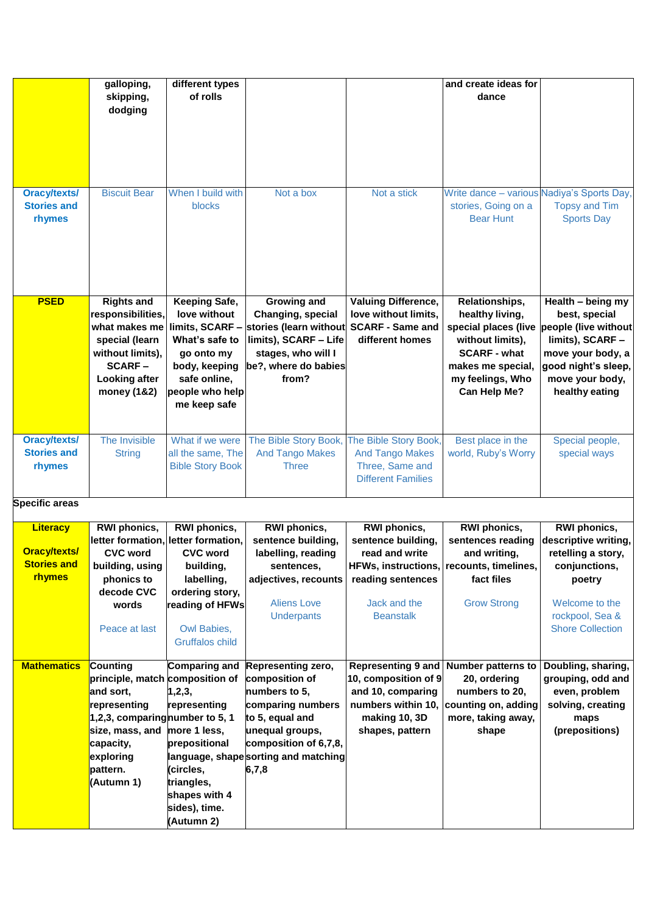|  |  |  |  |  |  |  |
|---|---|---|---|---|---|---|
|  | **galloping, skipping, dodging** | **different types of rolls** |  |  | **and create ideas for dance** |  |
| **Oracy/texts/ Stories and rhymes** | Biscuit Bear | When I build with blocks | Not a box | Not a stick | Write dance – various stories, Going on a Bear Hunt | Nadiya's Sports Day, Topsy and Tim Sports Day |
| **PSED** | **Rights and responsibilities, what makes me special (learn without limits), SCARF – Looking after money (1&2)** | **Keeping Safe, love without limits, SCARF – What's safe to go onto my body, keeping safe online, people who help me keep safe** | **Growing and Changing, special stories (learn without limits), SCARF – Life stages, who will I be?, where do babies from?** | **Valuing Difference, love without limits, SCARF - Same and different homes** | **Relationships, healthy living, special places (live without limits), SCARF - what makes me special, my feelings, Who Can Help Me?** | **Health – being my best, special people (live without limits), SCARF – move your body, a good night's sleep, move your body, healthy eating** |
| **Oracy/texts/ Stories and rhymes** | The Invisible String | What if we were all the same, The Bible Story Book | The Bible Story Book, And Tango Makes Three | The Bible Story Book, And Tango Makes Three, Same and Different Families | Best place in the world, Ruby's Worry | Special people, special ways |
| **Specific areas** |  |  |  |  |  |  |
| **Literacy**<br><br>**Oracy/texts/ Stories and rhymes** | **RWI phonics, letter formation, CVC word building, using phonics to decode CVC words**<br><br>Peace at last | **RWI phonics, letter formation, CVC word building, labelling, ordering story, reading of HFWs**<br><br>Owl Babies, Gruffalos child | **RWI phonics, sentence building, labelling, reading sentences, adjectives, recounts**<br><br>Aliens Love Underpants | **RWI phonics, sentence building, read and write HFWs, instructions, reading sentences**<br><br>Jack and the Beanstalk | **RWI phonics, sentences reading and writing, recounts, timelines, fact files**<br><br>Grow Strong | **RWI phonics, descriptive writing, retelling a story, conjunctions, poetry**<br><br>Welcome to the rockpool, Sea & Shore Collection |
| **Mathematics** | **Counting principle, match and sort, representing 1,2,3, comparing size, mass, and capacity, exploring pattern. (Autumn 1)** | **Comparing and composition of 1,2,3, representing number to 5, 1 more 1 less, prepositional language, shape (circles, triangles, shapes with 4 sides), time. (Autumn 2)** | **Representing zero, composition of numbers to 5, comparing numbers to 5, equal and unequal groups, composition of 6,7,8, sorting and matching 6,7,8** | **Representing 9 and 10, composition of 9 and 10, comparing numbers within 10, making 10, 3D shapes, pattern** | **Number patterns to 20, ordering numbers to 20, counting on, adding more, taking away, shape** | **Doubling, sharing, grouping, odd and even, problem solving, creating maps (prepositions)** |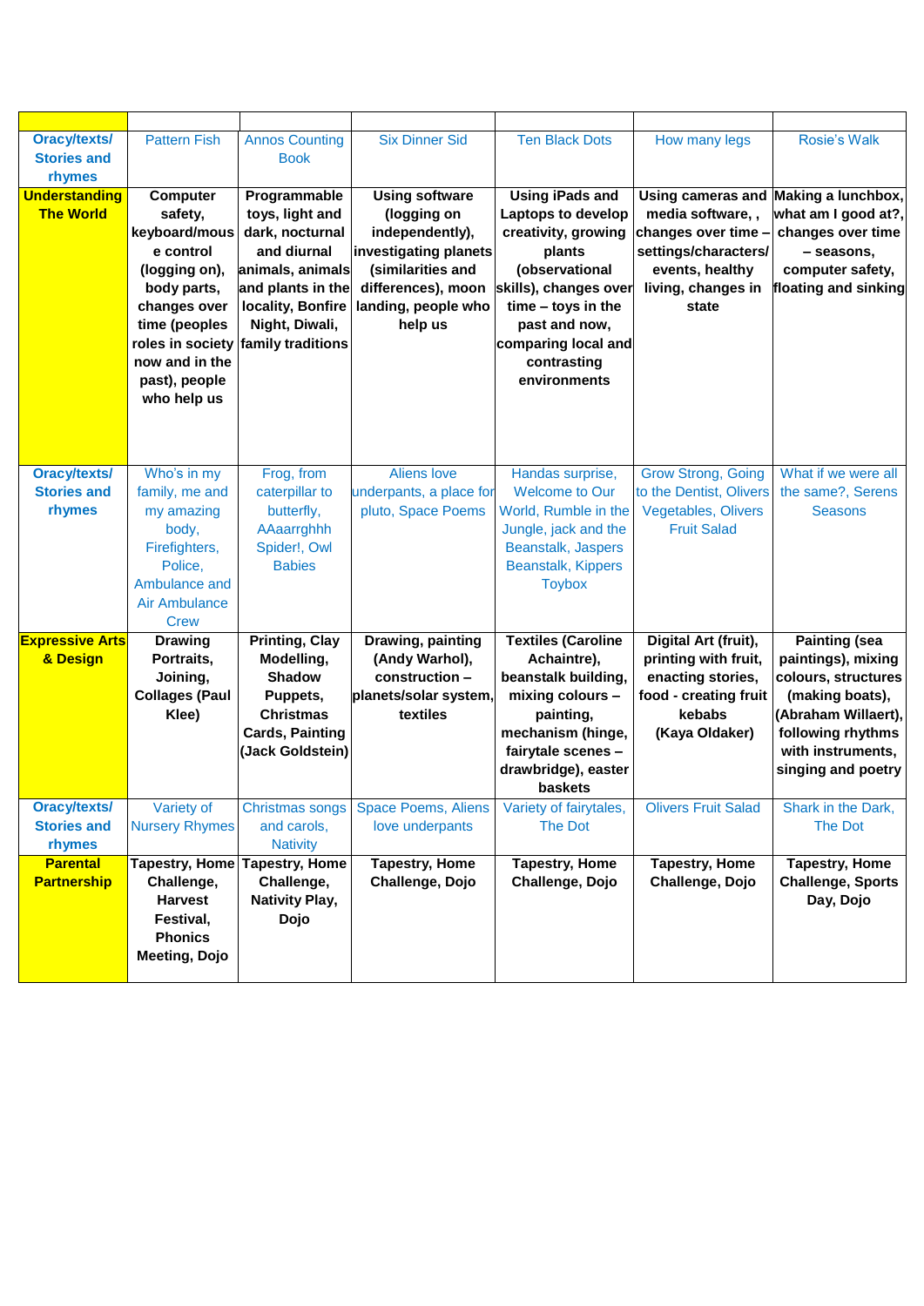| | | | | | | |
|---|---|---|---|---|---|---|
| **Oracy/texts/ Stories and rhymes** | Pattern Fish | Annos Counting Book | Six Dinner Sid | Ten Black Dots | How many legs | Rosie's Walk |
| **Understanding The World** | **Computer safety, keyboard/mouse control (logging on), body parts, changes over time (peoples roles in society now and in the past), people who help us** | **Programmable toys, light and dark, nocturnal and diurnal animals, animals and plants in the locality, Bonfire Night, Diwali, family traditions** | **Using software (logging on independently), investigating planets (similarities and differences), moon landing, people who help us** | **Using iPads and Laptops to develop creativity, growing plants (observational skills), changes over time – toys in the past and now, comparing local and contrasting environments** | **Using cameras and media software, , changes over time – settings/characters/ events, healthy living, changes in state** | **Making a lunchbox, what am I good at?, changes over time – seasons, computer safety, floating and sinking** |
| **Oracy/texts/ Stories and rhymes** | Who's in my family, me and my amazing body, Firefighters, Police, Ambulance and Air Ambulance Crew | Frog, from caterpillar to butterfly, AAaarrghhh Spider!, Owl Babies | Aliens love underpants, a place for pluto, Space Poems | Handas surprise, Welcome to Our World, Rumble in the Jungle, jack and the Beanstalk, Jaspers Beanstalk, Kippers Toybox | Grow Strong, Going to the Dentist, Olivers Vegetables, Olivers Fruit Salad | What if we were all the same?, Serens Seasons |
| **Expressive Arts & Design** | **Drawing Portraits, Joining, Collages (Paul Klee)** | **Printing, Clay Modelling, Shadow Puppets, Christmas Cards, Painting (Jack Goldstein)** | **Drawing, painting (Andy Warhol), construction – planets/solar system, textiles** | **Textiles (Caroline Achaintre), beanstalk building, mixing colours – painting, mechanism (hinge, fairytale scenes – drawbridge), easter baskets** | **Digital Art (fruit), printing with fruit, enacting stories, food - creating fruit kebabs (Kaya Oldaker)** | **Painting (sea paintings), mixing colours, structures (making boats), (Abraham Willaert), following rhythms with instruments, singing and poetry** |
| **Oracy/texts/ Stories and rhymes** | Variety of Nursery Rhymes | Christmas songs and carols, Nativity | Space Poems, Aliens love underpants | Variety of fairytales, The Dot | Olivers Fruit Salad | Shark in the Dark, The Dot |
| **Parental Partnership** | **Tapestry, Home Challenge, Harvest Festival, Phonics Meeting, Dojo** | **Tapestry, Home Challenge, Nativity Play, Dojo** | **Tapestry, Home Challenge, Dojo** | **Tapestry, Home Challenge, Dojo** | **Tapestry, Home Challenge, Dojo** | **Tapestry, Home Challenge, Sports Day, Dojo** |